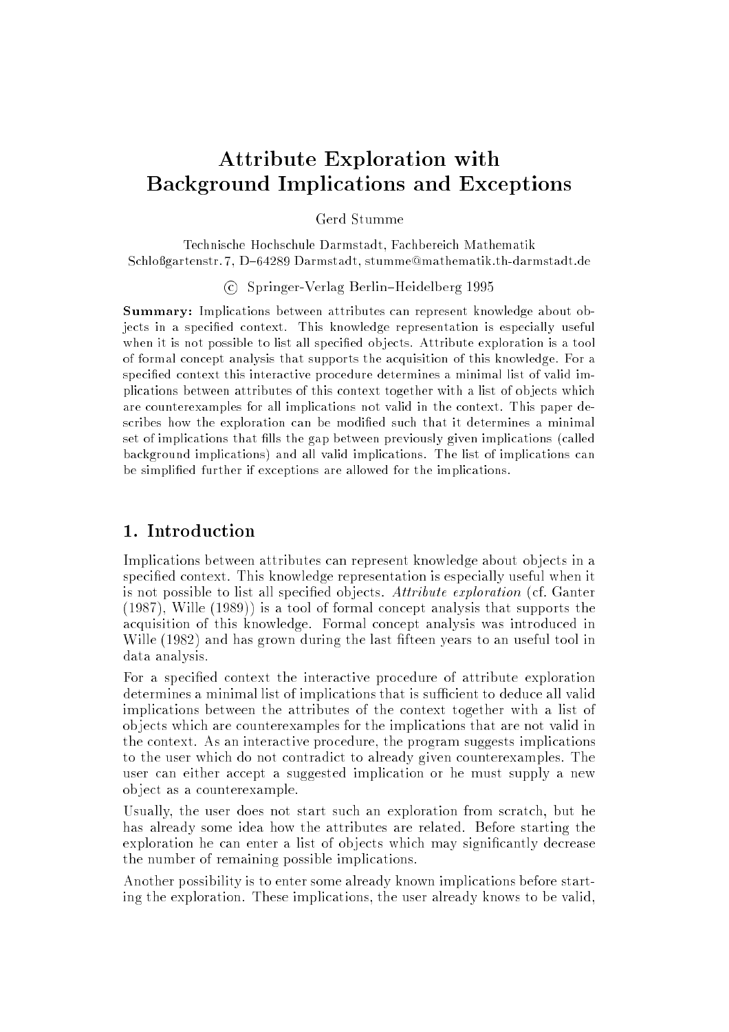# Attribute Exploration with Background Implications and Exceptions

Gerd Stumme

Technische Hochschule Darmstadt, Fachbereich Mathematik
Schloßgartenstr. 7, D–64289 Darmstadt, stumme@mathematik.th-darmstadt.de

© Springer-Verlag Berlin–Heidelberg 1995

**Summary:** Implications between attributes can represent knowledge about objects in a specified context. This knowledge representation is especially useful when it is not possible to list all specified objects. Attribute exploration is a tool of formal concept analysis that supports the acquisition of this knowledge. For a specified context this interactive procedure determines a minimal list of valid implications between attributes of this context together with a list of objects which are counterexamples for all implications not valid in the context. This paper describes how the exploration can be modified such that it determines a minimal set of implications that fills the gap between previously given implications (called background implications) and all valid implications. The list of implications can be simplified further if exceptions are allowed for the implications.

## 1. Introduction

Implications between attributes can represent knowledge about objects in a specified context. This knowledge representation is especially useful when it is not possible to list all specified objects. *Attribute exploration* (cf. Ganter (1987), Wille (1989)) is a tool of formal concept analysis that supports the acquisition of this knowledge. Formal concept analysis was introduced in Wille (1982) and has grown during the last fifteen years to an useful tool in data analysis.

For a specified context the interactive procedure of attribute exploration determines a minimal list of implications that is sufficient to deduce all valid implications between the attributes of the context together with a list of objects which are counterexamples for the implications that are not valid in the context. As an interactive procedure, the program suggests implications to the user which do not contradict to already given counterexamples. The user can either accept a suggested implication or he must supply a new object as a counterexample.

Usually, the user does not start such an exploration from scratch, but he has already some idea how the attributes are related. Before starting the exploration he can enter a list of objects which may significantly decrease the number of remaining possible implications.

Another possibility is to enter some already known implications before starting the exploration. These implications, the user already knows to be valid,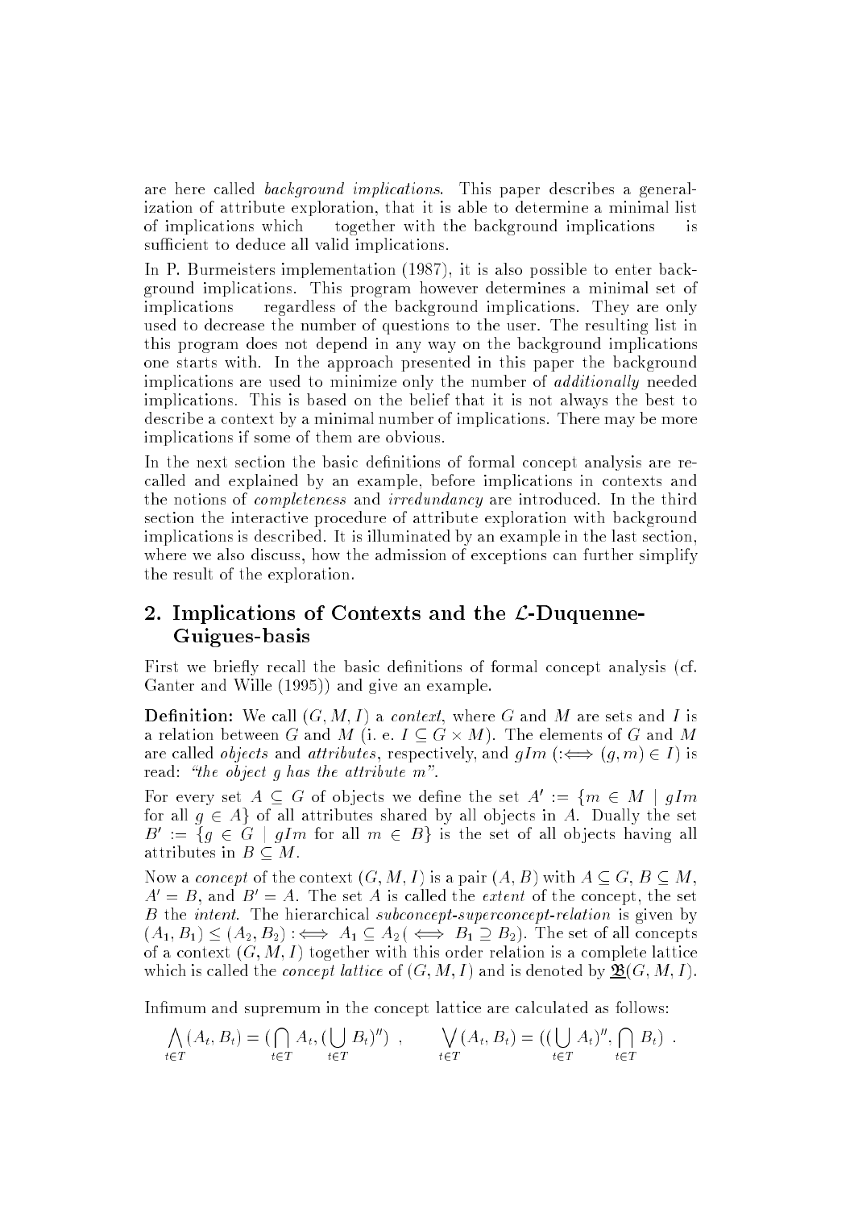are here called *background implications*. This paper describes a generalization of attribute exploration, that it is able to determine a minimal list of implications which together with the background implications is sufficient to deduce all valid implications.

In P. Burmeisters implementation (1987), it is also possible to enter background implications. This program however determines a minimal set of implications regardless of the background implications. They are only used to decrease the number of questions to the user. The resulting list in this program does not depend in any way on the background implications one starts with. In the approach presented in this paper the background implications are used to minimize only the number of *additionally* needed implications. This is based on the belief that it is not always the best to describe a context by a minimal number of implications. There may be more implications if some of them are obvious.

In the next section the basic definitions of formal concept analysis are recalled and explained by an example, before implications in contexts and the notions of *completeness* and *irredundancy* are introduced. In the third section the interactive procedure of attribute exploration with background implications is described. It is illuminated by an example in the last section, where we also discuss, how the admission of exceptions can further simplify the result of the exploration.

## 2. Implications of Contexts and the $\mathcal{L}$-Duquenne-Guigues-basis

First we briefly recall the basic definitions of formal concept analysis (cf. Ganter and Wille (1995)) and give an example.

**Definition:** We call $(G, M, I)$ a *context*, where $G$ and $M$ are sets and $I$ is a relation between $G$ and $M$ (i. e. $I \subseteq G \times M$). The elements of $G$ and $M$ are called *objects* and *attributes*, respectively, and $gIm$ ($:\Longleftrightarrow (g, m) \in I$) is read: *"the object g has the attribute m"*.

For every set $A \subseteq G$ of objects we define the set $A' := \{m \in M \mid gIm$ for all $g \in A\}$ of all attributes shared by all objects in $A$. Dually the set $B' := \{g \in G \mid gIm$ for all $m \in B\}$ is the set of all objects having all attributes in $B \subseteq M$.

Now a *concept* of the context $(G, M, I)$ is a pair $(A, B)$ with $A \subseteq G$, $B \subseteq M$, $A' = B$, and $B' = A$. The set $A$ is called the *extent* of the concept, the set $B$ the *intent*. The hierarchical *subconcept-superconcept-relation* is given by $(A_1, B_1) \leq (A_2, B_2) :\Longleftrightarrow A_1 \subseteq A_2 \,(\Longleftrightarrow B_1 \supseteq B_2)$. The set of all concepts of a context $(G, M, I)$ together with this order relation is a complete lattice which is called the *concept lattice* of $(G, M, I)$ and is denoted by $\underline{\mathfrak{B}}(G, M, I)$.

Infimum and supremum in the concept lattice are calculated as follows:

$$\bigwedge_{t \in T} (A_t, B_t) = (\bigcap_{t \in T} A_t, (\bigcup_{t \in T} B_t)'') \ , \qquad \bigvee_{t \in T} (A_t, B_t) = ((\bigcup_{t \in T} A_t)'', \bigcap_{t \in T} B_t) \ .$$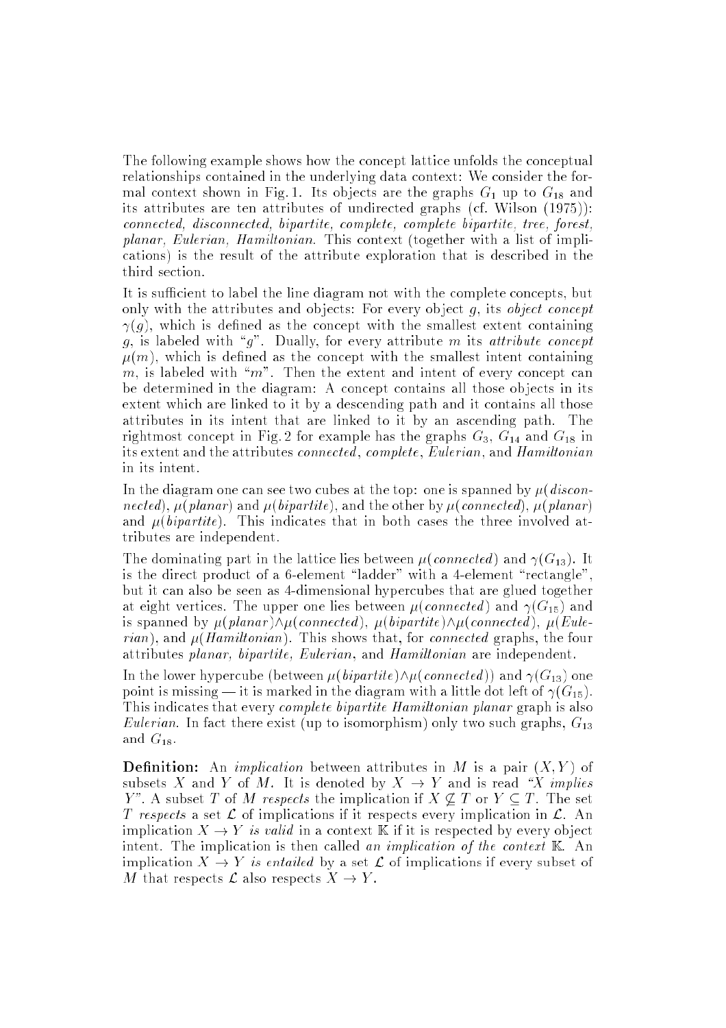The following example shows how the concept lattice unfolds the conceptual relationships contained in the underlying data context: We consider the formal context shown in Fig. 1. Its objects are the graphs $G_1$ up to $G_{18}$ and its attributes are ten attributes of undirected graphs (cf. Wilson (1975)): *connected, disconnected, bipartite, complete, complete bipartite, tree, forest, planar, Eulerian, Hamiltonian.* This context (together with a list of implications) is the result of the attribute exploration that is described in the third section.

It is sufficient to label the line diagram not with the complete concepts, but only with the attributes and objects: For every object $g$, its *object concept* $\gamma(g)$, which is defined as the concept with the smallest extent containing $g$, is labeled with "$g$". Dually, for every attribute $m$ its *attribute concept* $\mu(m)$, which is defined as the concept with the smallest intent containing $m$, is labeled with "$m$". Then the extent and intent of every concept can be determined in the diagram: A concept contains all those objects in its extent which are linked to it by a descending path and it contains all those attributes in its intent that are linked to it by an ascending path. The rightmost concept in Fig. 2 for example has the graphs $G_3$, $G_{14}$ and $G_{18}$ in its extent and the attributes *connected*, *complete*, *Eulerian*, and *Hamiltonian* in its intent.

In the diagram one can see two cubes at the top: one is spanned by $\mu($*disconnected*$)$, $\mu($*planar*$)$ and $\mu($*bipartite*$)$, and the other by $\mu($*connected*$)$, $\mu($*planar*$)$ and $\mu($*bipartite*$)$. This indicates that in both cases the three involved attributes are independent.

The dominating part in the lattice lies between $\mu($*connected*$)$ and $\gamma(G_{13})$. It is the direct product of a 6-element "ladder" with a 4-element "rectangle", but it can also be seen as 4-dimensional hypercubes that are glued together at eight vertices. The upper one lies between $\mu($*connected*$)$ and $\gamma(G_{15})$ and is spanned by $\mu($*planar*$)\wedge\mu($*connected*$)$, $\mu($*bipartite*$)\wedge\mu($*connected*$)$, $\mu($*Eulerian*$)$, and $\mu($*Hamiltonian*$)$. This shows that, for *connected* graphs, the four attributes *planar, bipartite, Eulerian*, and *Hamiltonian* are independent.

In the lower hypercube (between $\mu($*bipartite*$)\wedge\mu($*connected*$)$) and $\gamma(G_{13})$ one point is missing — it is marked in the diagram with a little dot left of $\gamma(G_{15})$. This indicates that every *complete bipartite Hamiltonian planar* graph is also *Eulerian*. In fact there exist (up to isomorphism) only two such graphs, $G_{13}$ and $G_{18}$.

**Definition:** An *implication* between attributes in $M$ is a pair $(X, Y)$ of subsets $X$ and $Y$ of $M$. It is denoted by $X \to Y$ and is read *"X implies Y"*. A subset $T$ of $M$ *respects* the implication if $X \not\subseteq T$ or $Y \subseteq T$. The set $T$ *respects* a set $\mathcal{L}$ of implications if it respects every implication in $\mathcal{L}$. An implication $X \to Y$ *is valid* in a context $\mathbb{K}$ if it is respected by every object intent. The implication is then called *an implication of the context* $\mathbb{K}$. An implication $X \to Y$ *is entailed* by a set $\mathcal{L}$ of implications if every subset of $M$ that respects $\mathcal{L}$ also respects $X \to Y$.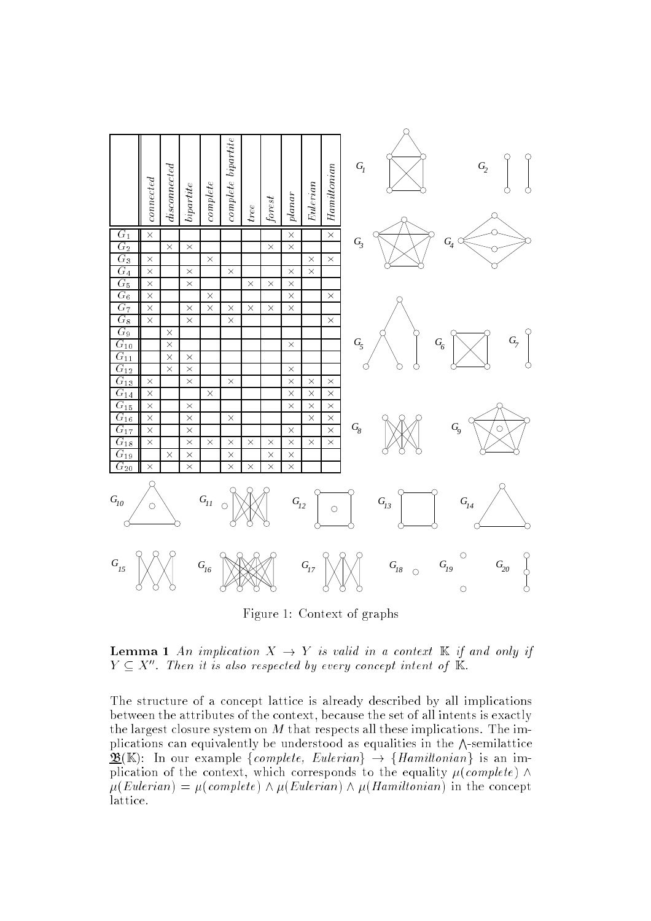| | connected | disconnected | bipartite | complete | complete bipartite | tree | forest | planar | Eulerian | Hamiltonian |
|---|---|---|---|---|---|---|---|---|---|---|
| $G_1$ | × | | | | | | | × | | × |
| $G_2$ | | × | × | | | | × | × | | |
| $G_3$ | × | | | × | | | | | × | × |
| $G_4$ | × | | × | | × | | | × | × | |
| $G_5$ | × | | × | | | × | × | × | | |
| $G_6$ | × | | | × | | | | × | | × |
| $G_7$ | × | | × | × | × | × | × | × | | |
| $G_8$ | × | | × | | × | | | | | × |
| $G_9$ | | × | | | | | | | | |
| $G_{10}$ | | × | | | | | | × | | |
| $G_{11}$ | | × | × | | | | | | | |
| $G_{12}$ | | × | × | | | | | × | | |
| $G_{13}$ | × | | × | | × | | | × | × | × |
| $G_{14}$ | × | | | × | | | | × | × | × |
| $G_{15}$ | × | | × | | | | | × | × | × |
| $G_{16}$ | × | | × | | × | | | | × | × |
| $G_{17}$ | × | | × | | | | | × | | × |
| $G_{18}$ | × | | × | × | × | × | × | × | × | × |
| $G_{19}$ | | × | × | | × | | × | × | | |
| $G_{20}$ | × | | × | | × | × | × | × | | |

Figure 1: Context of graphs

**Lemma 1** *An implication $X \to Y$ is valid in a context $\mathbb{K}$ if and only if $Y \subseteq X''$. Then it is also respected by every concept intent of $\mathbb{K}$.*

The structure of a concept lattice is already described by all implications between the attributes of the context, because the set of all intents is exactly the largest closure system on $M$ that respects all these implications. The implications can equivalently be understood as equalities in the $\bigwedge$-semilattice $\underline{\mathfrak{B}}(\mathbb{K})$: In our example $\{complete,\ Eulerian\} \to \{Hamiltonian\}$ is an implication of the context, which corresponds to the equality $\mu(complete) \wedge \mu(Eulerian) = \mu(complete) \wedge \mu(Eulerian) \wedge \mu(Hamiltonian)$ in the concept lattice.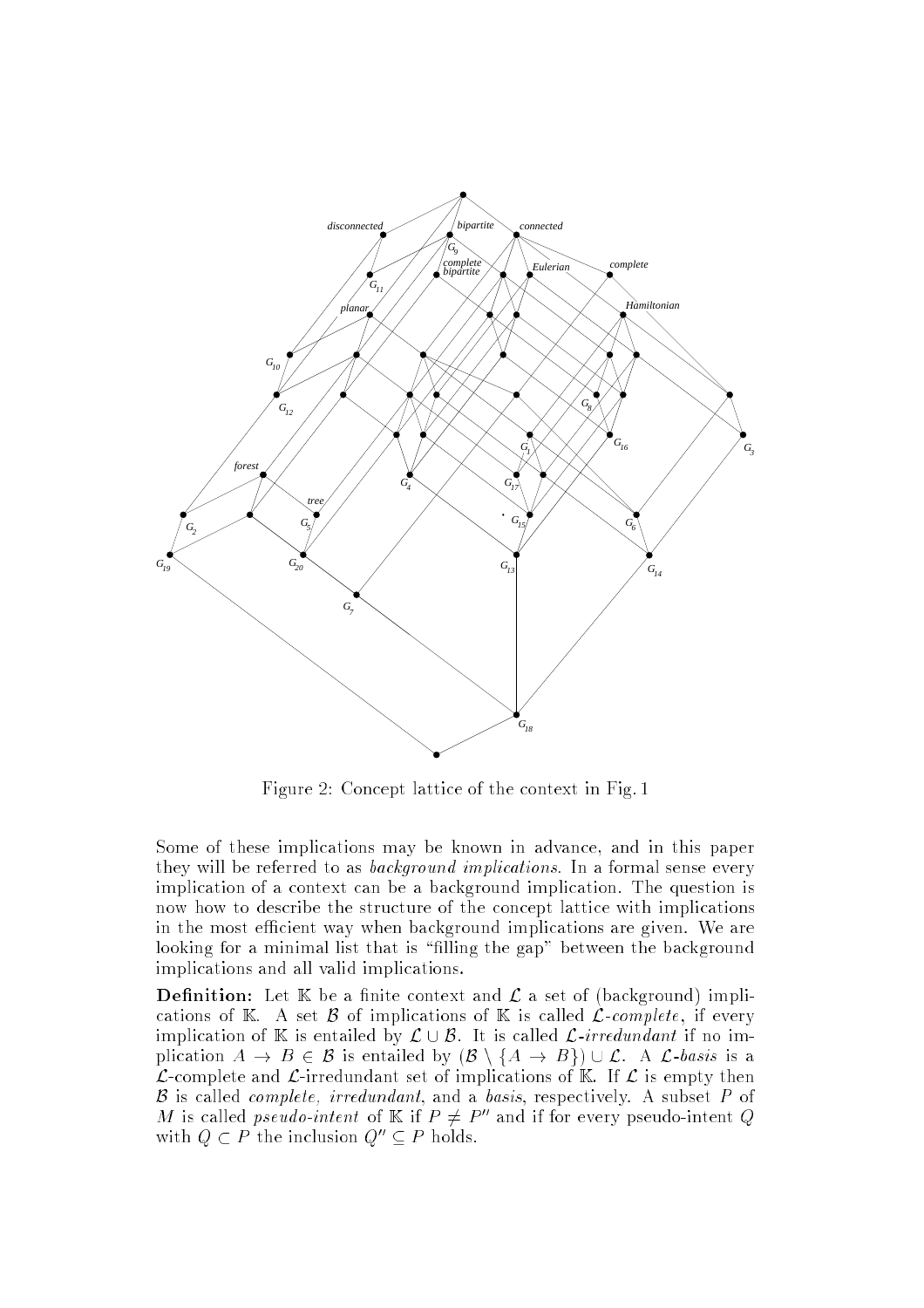Figure 2: Concept lattice of the context in Fig. 1

Some of these implications may be known in advance, and in this paper they will be referred to as *background implications*. In a formal sense every implication of a context can be a background implication. The question is now how to describe the structure of the concept lattice with implications in the most efficient way when background implications are given. We are looking for a minimal list that is "filling the gap" between the background implications and all valid implications.

**Definition:** Let $\mathbb{K}$ be a finite context and $\mathcal{L}$ a set of (background) implications of $\mathbb{K}$. A set $\mathcal{B}$ of implications of $\mathbb{K}$ is called *$\mathcal{L}$-complete*, if every implication of $\mathbb{K}$ is entailed by $\mathcal{L} \cup \mathcal{B}$. It is called *$\mathcal{L}$-irredundant* if no implication $A \to B \in \mathcal{B}$ is entailed by $(\mathcal{B} \setminus \{A \to B\}) \cup \mathcal{L}$. A *$\mathcal{L}$-basis* is a $\mathcal{L}$-complete and $\mathcal{L}$-irredundant set of implications of $\mathbb{K}$. If $\mathcal{L}$ is empty then $\mathcal{B}$ is called *complete, irredundant*, and a *basis*, respectively. A subset $P$ of $M$ is called *pseudo-intent* of $\mathbb{K}$ if $P \neq P''$ and if for every pseudo-intent $Q$ with $Q \subset P$ the inclusion $Q'' \subseteq P$ holds.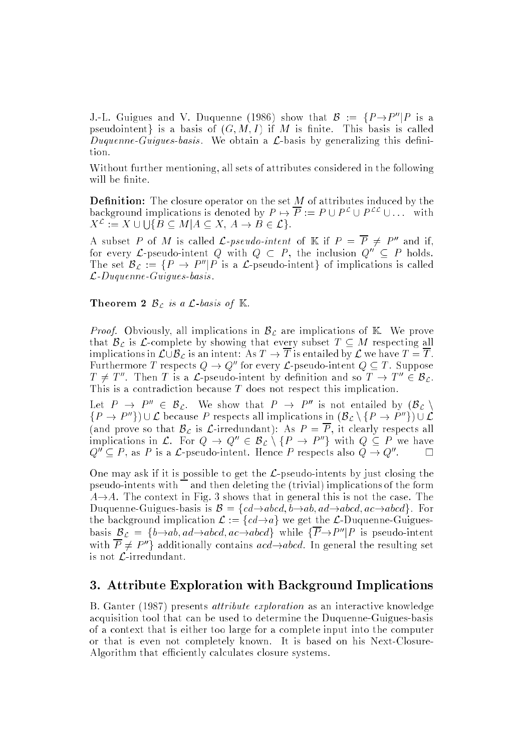J.-L. Guigues and V. Duquenne (1986) show that $\mathcal{B} := \{P \to P'' | P$ is a pseudointent$\}$ is a basis of $(G, M, I)$ if $M$ is finite. This basis is called *Duquenne-Guigues-basis*. We obtain a $\mathcal{L}$-basis by generalizing this definition.

Without further mentioning, all sets of attributes considered in the following will be finite.

**Definition:** The closure operator on the set $M$ of attributes induced by the background implications is denoted by $P \mapsto \overline{P} := P \cup P^{\mathcal{L}} \cup P^{\mathcal{L}\mathcal{L}} \cup \ldots$ with $X^{\mathcal{L}} := X \cup \bigcup \{B \subseteq M | A \subseteq X,\ A \to B \in \mathcal{L}\}$.

A subset $P$ of $M$ is called *$\mathcal{L}$-pseudo-intent* of $\mathbb{K}$ if $P = \overline{P} \neq P''$ and if, for every $\mathcal{L}$-pseudo-intent $Q$ with $Q \subset P$, the inclusion $Q'' \subseteq P$ holds. The set $\mathcal{B}_{\mathcal{L}} := \{P \to P'' | P$ is a $\mathcal{L}$-pseudo-intent$\}$ of implications is called *$\mathcal{L}$-Duquenne-Guigues-basis*.

**Theorem 2** *$\mathcal{B}_{\mathcal{L}}$ is a $\mathcal{L}$-basis of $\mathbb{K}$.*

*Proof.* Obviously, all implications in $\mathcal{B}_{\mathcal{L}}$ are implications of $\mathbb{K}$. We prove that $\mathcal{B}_{\mathcal{L}}$ is $\mathcal{L}$-complete by showing that every subset $T \subseteq M$ respecting all implications in $\mathcal{L} \cup \mathcal{B}_{\mathcal{L}}$ is an intent: As $T \to \overline{T}$ is entailed by $\mathcal{L}$ we have $T = \overline{T}$. Furthermore $T$ respects $Q \to Q''$ for every $\mathcal{L}$-pseudo-intent $Q \subseteq T$. Suppose $T \neq T''$. Then $T$ is a $\mathcal{L}$-pseudo-intent by definition and so $T \to T'' \in \mathcal{B}_{\mathcal{L}}$. This is a contradiction because $T$ does not respect this implication.

Let $P \to P'' \in \mathcal{B}_{\mathcal{L}}$. We show that $P \to P''$ is not entailed by $(\mathcal{B}_{\mathcal{L}} \setminus \{P \to P''\}) \cup \mathcal{L}$ because $P$ respects all implications in $(\mathcal{B}_{\mathcal{L}} \setminus \{P \to P''\}) \cup \mathcal{L}$ (and prove so that $\mathcal{B}_{\mathcal{L}}$ is $\mathcal{L}$-irredundant): As $P = \overline{P}$, it clearly respects all implications in $\mathcal{L}$. For $Q \to Q'' \in \mathcal{B}_{\mathcal{L}} \setminus \{P \to P''\}$ with $Q \subseteq P$ we have $Q'' \subseteq P$, as $P$ is a $\mathcal{L}$-pseudo-intent. Hence $P$ respects also $Q \to Q''$. $\square$

One may ask if it is possible to get the $\mathcal{L}$-pseudo-intents by just closing the pseudo-intents with $\overline{\phantom{x}}$ and then deleting the (trivial) implications of the form $A \to A$. The context in Fig. 3 shows that in general this is not the case. The Duquenne-Guigues-basis is $\mathcal{B} = \{cd \to abcd, b \to ab, ad \to abcd, ac \to abcd\}$. For the background implication $\mathcal{L} := \{cd \to a\}$ we get the $\mathcal{L}$-Duquenne-Guigues-basis $\mathcal{B}_{\mathcal{L}} = \{b \to ab, ad \to abcd, ac \to abcd\}$ while $\{\overline{P} \to P'' | P$ is pseudo-intent with $\overline{P} \neq P''\}$ additionally contains $acd \to abcd$. In general the resulting set is not $\mathcal{L}$-irredundant.

## 3. Attribute Exploration with Background Implications

B. Ganter (1987) presents *attribute exploration* as an interactive knowledge acquisition tool that can be used to determine the Duquenne-Guigues-basis of a context that is either too large for a complete input into the computer or that is even not completely known. It is based on his Next-Closure-Algorithm that efficiently calculates closure systems.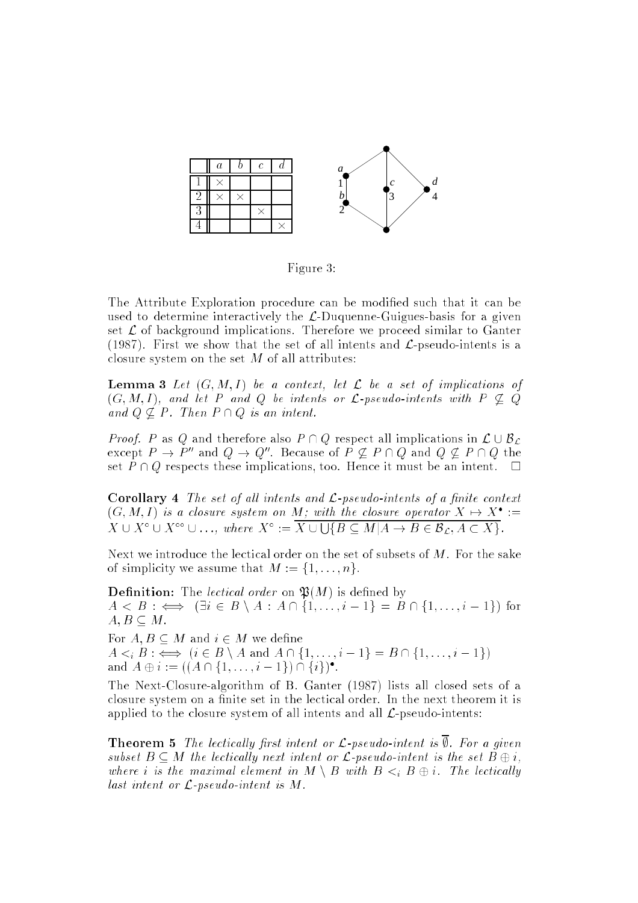|   | $a$ | $b$ | $c$ | $d$ |
|---|---|---|---|---|
| 1 | × |   |   |   |
| 2 | × | × |   |   |
| 3 |   |   | × |   |
| 4 |   |   |   | × |

Figure 3:

The Attribute Exploration procedure can be modified such that it can be used to determine interactively the $\mathcal{L}$-Duquenne-Guigues-basis for a given set $\mathcal{L}$ of background implications. Therefore we proceed similar to Ganter (1987). First we show that the set of all intents and $\mathcal{L}$-pseudo-intents is a closure system on the set $M$ of all attributes:

**Lemma 3** *Let $(G, M, I)$ be a context, let $\mathcal{L}$ be a set of implications of $(G, M, I)$, and let $P$ and $Q$ be intents or $\mathcal{L}$-pseudo-intents with $P \not\subseteq Q$ and $Q \not\subseteq P$. Then $P \cap Q$ is an intent.*

*Proof.* $P$ as $Q$ and therefore also $P \cap Q$ respect all implications in $\mathcal{L} \cup \mathcal{B}_\mathcal{L}$ except $P \to P''$ and $Q \to Q''$. Because of $P \not\subseteq P \cap Q$ and $Q \not\subseteq P \cap Q$ the set $P \cap Q$ respects these implications, too. Hence it must be an intent. $\square$

**Corollary 4** *The set of all intents and $\mathcal{L}$-pseudo-intents of a finite context $(G, M, I)$ is a closure system on $M$; with the closure operator $X \mapsto X^\bullet := X \cup X^\circ \cup X^{\circ\circ} \cup \ldots$, where $X^\circ := \overline{X \cup \bigcup\{B \subseteq M | A \to B \in \mathcal{B}_\mathcal{L}, A \subset X\}}$.*

Next we introduce the lectical order on the set of subsets of $M$. For the sake of simplicity we assume that $M := \{1, \ldots, n\}$.

**Definition:** The *lectical order* on $\mathfrak{P}(M)$ is defined by
$A < B :\iff (\exists i \in B \setminus A : A \cap \{1, \ldots, i-1\} = B \cap \{1, \ldots, i-1\})$ for $A, B \subseteq M$.

For $A, B \subseteq M$ and $i \in M$ we define
$A <_i B :\iff (i \in B \setminus A$ and $A \cap \{1, \ldots, i-1\} = B \cap \{1, \ldots, i-1\})$
and $A \oplus i := ((A \cap \{1, \ldots, i-1\}) \cap \{i\})^\bullet$.

The Next-Closure-algorithm of B. Ganter (1987) lists all closed sets of a closure system on a finite set in the lectical order. In the next theorem it is applied to the closure system of all intents and all $\mathcal{L}$-pseudo-intents:

**Theorem 5** *The lectically first intent or $\mathcal{L}$-pseudo-intent is $\overline{\emptyset}$. For a given subset $B \subseteq M$ the lectically next intent or $\mathcal{L}$-pseudo-intent is the set $B \oplus i$, where $i$ is the maximal element in $M \setminus B$ with $B <_i B \oplus i$. The lectically last intent or $\mathcal{L}$-pseudo-intent is $M$.*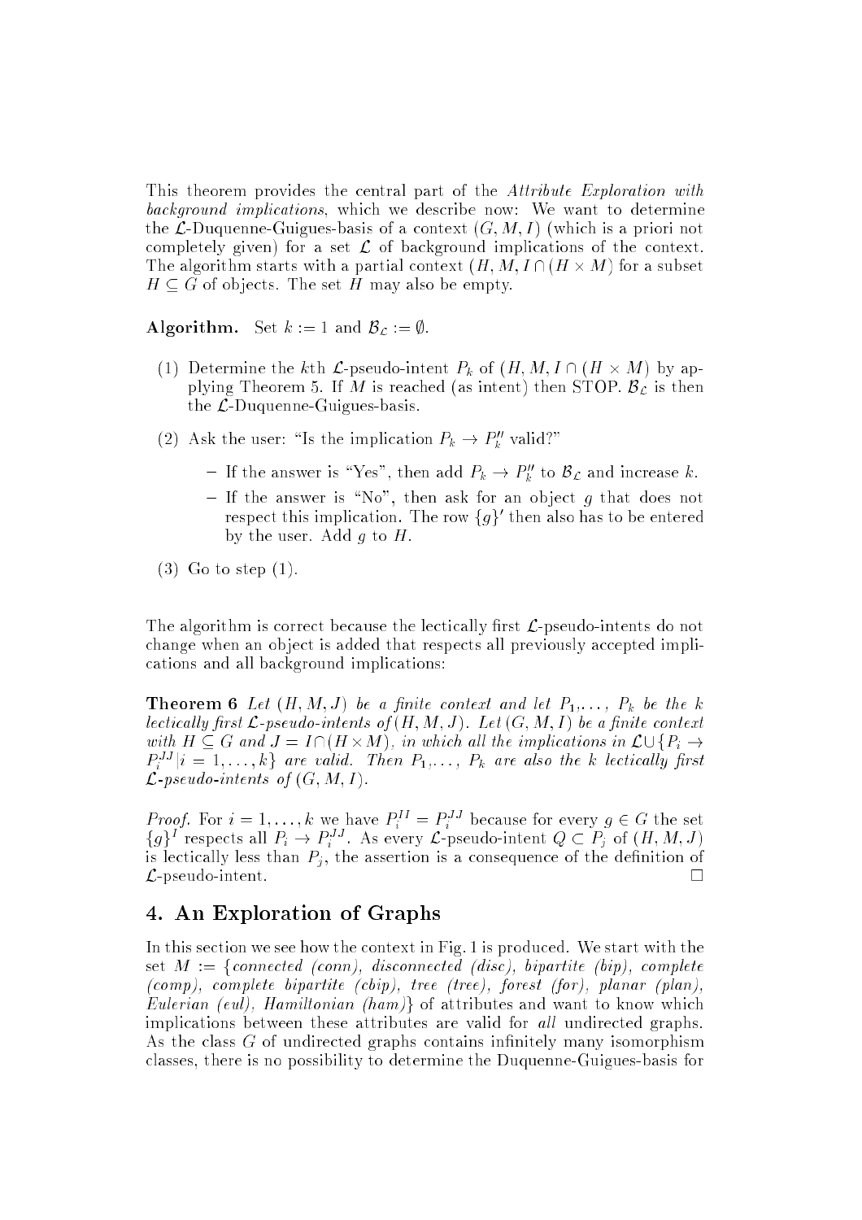This theorem provides the central part of the *Attribute Exploration with background implications*, which we describe now: We want to determine the $\mathcal{L}$-Duquenne-Guigues-basis of a context $(G, M, I)$ (which is a priori not completely given) for a set $\mathcal{L}$ of background implications of the context. The algorithm starts with a partial context $(H, M, I \cap (H \times M)$ for a subset $H \subseteq G$ of objects. The set $H$ may also be empty.

**Algorithm.** Set $k := 1$ and $\mathcal{B}_{\mathcal{L}} := \emptyset$.

(1) Determine the $k$th $\mathcal{L}$-pseudo-intent $P_k$ of $(H, M, I \cap (H \times M)$ by applying Theorem 5. If $M$ is reached (as intent) then STOP. $\mathcal{B}_{\mathcal{L}}$ is then the $\mathcal{L}$-Duquenne-Guigues-basis.

(2) Ask the user: "Is the implication $P_k \to P_k''$ valid?"

- If the answer is "Yes", then add $P_k \to P_k''$ to $\mathcal{B}_{\mathcal{L}}$ and increase $k$.
- If the answer is "No", then ask for an object $g$ that does not respect this implication. The row $\{g\}'$ then also has to be entered by the user. Add $g$ to $H$.

(3) Go to step (1).

The algorithm is correct because the lectically first $\mathcal{L}$-pseudo-intents do not change when an object is added that respects all previously accepted implications and all background implications:

**Theorem 6** *Let $(H, M, J)$ be a finite context and let $P_1, \ldots, P_k$ be the $k$ lectically first $\mathcal{L}$-pseudo-intents of $(H, M, J)$. Let $(G, M, I)$ be a finite context with $H \subseteq G$ and $J = I \cap (H \times M)$, in which all the implications in $\mathcal{L} \cup \{P_i \to P_i^{JJ} | i = 1, \ldots, k\}$ are valid. Then $P_1, \ldots, P_k$ are also the $k$ lectically first $\mathcal{L}$-pseudo-intents of $(G, M, I)$.*

*Proof.* For $i = 1, \ldots, k$ we have $P_i^{II} = P_i^{JJ}$ because for every $g \in G$ the set $\{g\}^I$ respects all $P_i \to P_i^{JJ}$. As every $\mathcal{L}$-pseudo-intent $Q \subset P_j$ of $(H, M, J)$ is lectically less than $P_j$, the assertion is a consequence of the definition of $\mathcal{L}$-pseudo-intent. $\square$

## 4. An Exploration of Graphs

In this section we see how the context in Fig. 1 is produced. We start with the set $M := \{$*connected (conn), disconnected (disc), bipartite (bip), complete (comp), complete bipartite (cbip), tree (tree), forest (for), planar (plan), Eulerian (eul), Hamiltonian (ham)*$\}$ of attributes and want to know which implications between these attributes are valid for *all* undirected graphs. As the class $G$ of undirected graphs contains infinitely many isomorphism classes, there is no possibility to determine the Duquenne-Guigues-basis for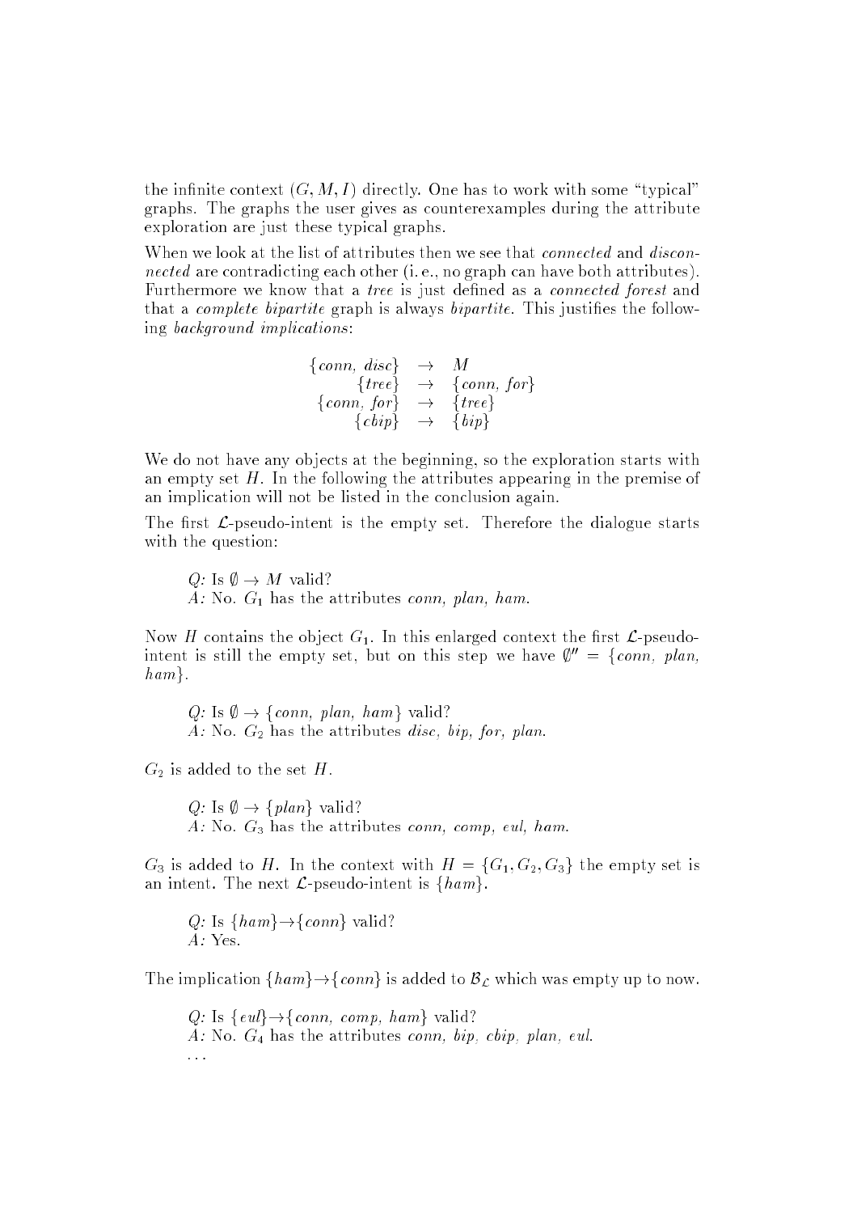the infinite context $(G, M, I)$ directly. One has to work with some "typical" graphs. The graphs the user gives as counterexamples during the attribute exploration are just these typical graphs.

When we look at the list of attributes then we see that *connected* and *disconnected* are contradicting each other (i. e., no graph can have both attributes). Furthermore we know that a *tree* is just defined as a *connected forest* and that a *complete bipartite* graph is always *bipartite*. This justifies the following *background implications*:

$$\begin{aligned} \{\mathit{conn},\ \mathit{disc}\} &\rightarrow M \\ \{\mathit{tree}\} &\rightarrow \{\mathit{conn},\ \mathit{for}\} \\ \{\mathit{conn},\ \mathit{for}\} &\rightarrow \{\mathit{tree}\} \\ \{\mathit{cbip}\} &\rightarrow \{\mathit{bip}\} \end{aligned}$$

We do not have any objects at the beginning, so the exploration starts with an empty set $H$. In the following the attributes appearing in the premise of an implication will not be listed in the conclusion again.

The first $\mathcal{L}$-pseudo-intent is the empty set. Therefore the dialogue starts with the question:

> *Q:* Is $\emptyset \rightarrow M$ valid?
> *A:* No. $G_1$ has the attributes *conn, plan, ham*.

Now $H$ contains the object $G_1$. In this enlarged context the first $\mathcal{L}$-pseudo-intent is still the empty set, but on this step we have $\emptyset'' = \{\mathit{conn},\ \mathit{plan},\ \mathit{ham}\}$.

> *Q:* Is $\emptyset \rightarrow \{\mathit{conn},\ \mathit{plan},\ \mathit{ham}\}$ valid?
> *A:* No. $G_2$ has the attributes *disc, bip, for, plan*.

$G_2$ is added to the set $H$.

> *Q:* Is $\emptyset \rightarrow \{\mathit{plan}\}$ valid?
> *A:* No. $G_3$ has the attributes *conn, comp, eul, ham*.

$G_3$ is added to $H$. In the context with $H = \{G_1, G_2, G_3\}$ the empty set is an intent. The next $\mathcal{L}$-pseudo-intent is $\{\mathit{ham}\}$.

> *Q:* Is $\{\mathit{ham}\} \rightarrow \{\mathit{conn}\}$ valid?
> *A:* Yes.

The implication $\{\mathit{ham}\} \rightarrow \{\mathit{conn}\}$ is added to $\mathcal{B}_{\mathcal{L}}$ which was empty up to now.

> *Q:* Is $\{\mathit{eul}\} \rightarrow \{\mathit{conn},\ \mathit{comp},\ \mathit{ham}\}$ valid?
> *A:* No. $G_4$ has the attributes *conn, bip, cbip, plan, eul*.
> ...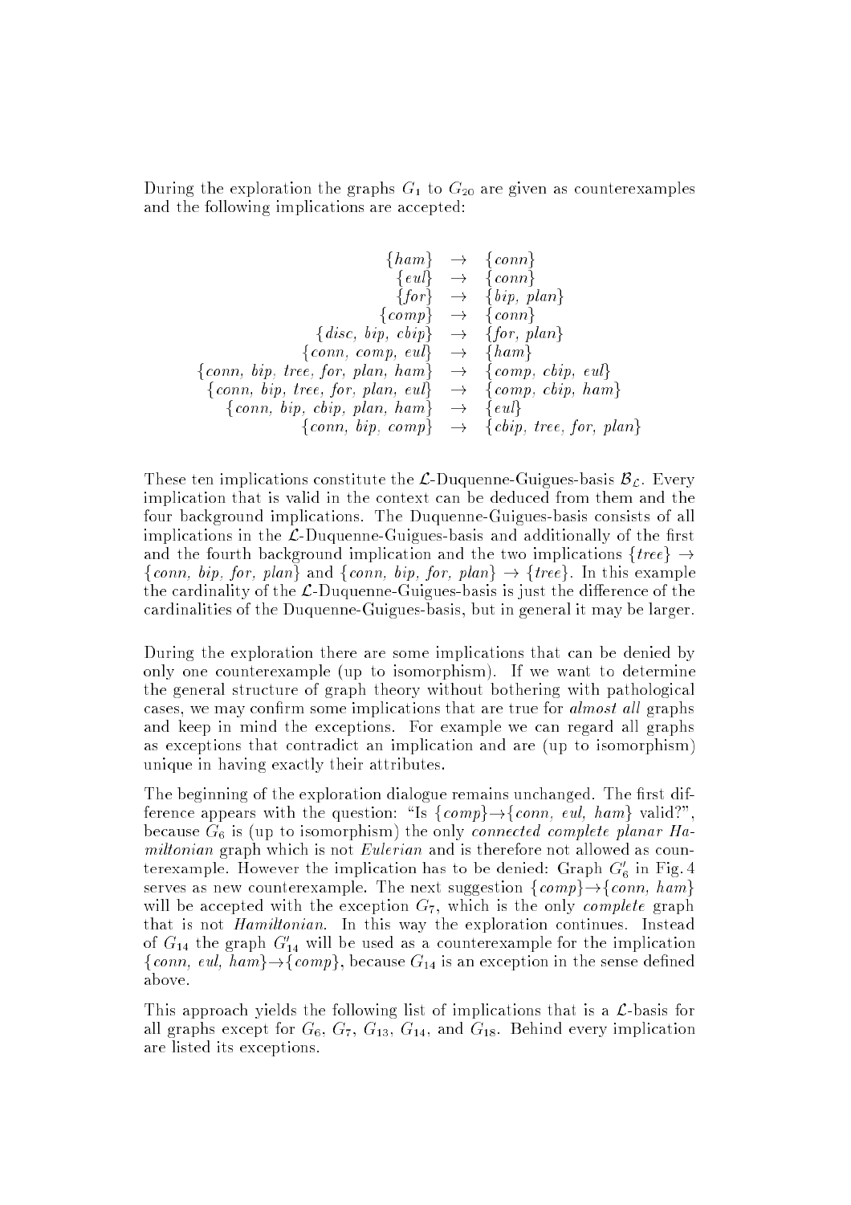During the exploration the graphs $G_1$ to $G_{20}$ are given as counterexamples and the following implications are accepted:

$$
\begin{array}{rcl}
\{ham\} & \rightarrow & \{conn\} \\
\{eul\} & \rightarrow & \{conn\} \\
\{for\} & \rightarrow & \{bip,\ plan\} \\
\{comp\} & \rightarrow & \{conn\} \\
\{disc,\ bip,\ cbip\} & \rightarrow & \{for,\ plan\} \\
\{conn,\ comp,\ eul\} & \rightarrow & \{ham\} \\
\{conn,\ bip,\ tree,\ for,\ plan,\ ham\} & \rightarrow & \{comp,\ cbip,\ eul\} \\
\{conn,\ bip,\ tree,\ for,\ plan,\ eul\} & \rightarrow & \{comp,\ cbip,\ ham\} \\
\{conn,\ bip,\ cbip,\ plan,\ ham\} & \rightarrow & \{eul\} \\
\{conn,\ bip,\ comp\} & \rightarrow & \{cbip,\ tree,\ for,\ plan\}
\end{array}
$$

These ten implications constitute the $\mathcal{L}$-Duquenne-Guigues-basis $\mathcal{B}_{\mathcal{L}}$. Every implication that is valid in the context can be deduced from them and the four background implications. The Duquenne-Guigues-basis consists of all implications in the $\mathcal{L}$-Duquenne-Guigues-basis and additionally of the first and the fourth background implication and the two implications $\{tree\} \rightarrow \{conn,\ bip,\ for,\ plan\}$ and $\{conn,\ bip,\ for,\ plan\} \rightarrow \{tree\}$. In this example the cardinality of the $\mathcal{L}$-Duquenne-Guigues-basis is just the difference of the cardinalities of the Duquenne-Guigues-basis, but in general it may be larger.

During the exploration there are some implications that can be denied by only one counterexample (up to isomorphism). If we want to determine the general structure of graph theory without bothering with pathological cases, we may confirm some implications that are true for *almost all* graphs and keep in mind the exceptions. For example we can regard all graphs as exceptions that contradict an implication and are (up to isomorphism) unique in having exactly their attributes.

The beginning of the exploration dialogue remains unchanged. The first difference appears with the question: "Is $\{comp\}\rightarrow\{conn,\ eul,\ ham\}$ valid?", because $G_6$ is (up to isomorphism) the only *connected complete planar Hamiltonian* graph which is not *Eulerian* and is therefore not allowed as counterexample. However the implication has to be denied: Graph $G_6'$ in Fig. 4 serves as new counterexample. The next suggestion $\{comp\}\rightarrow\{conn,\ ham\}$ will be accepted with the exception $G_7$, which is the only *complete* graph that is not *Hamiltonian*. In this way the exploration continues. Instead of $G_{14}$ the graph $G_{14}'$ will be used as a counterexample for the implication $\{conn,\ eul,\ ham\}\rightarrow\{comp\}$, because $G_{14}$ is an exception in the sense defined above.

This approach yields the following list of implications that is a $\mathcal{L}$-basis for all graphs except for $G_6$, $G_7$, $G_{13}$, $G_{14}$, and $G_{18}$. Behind every implication are listed its exceptions.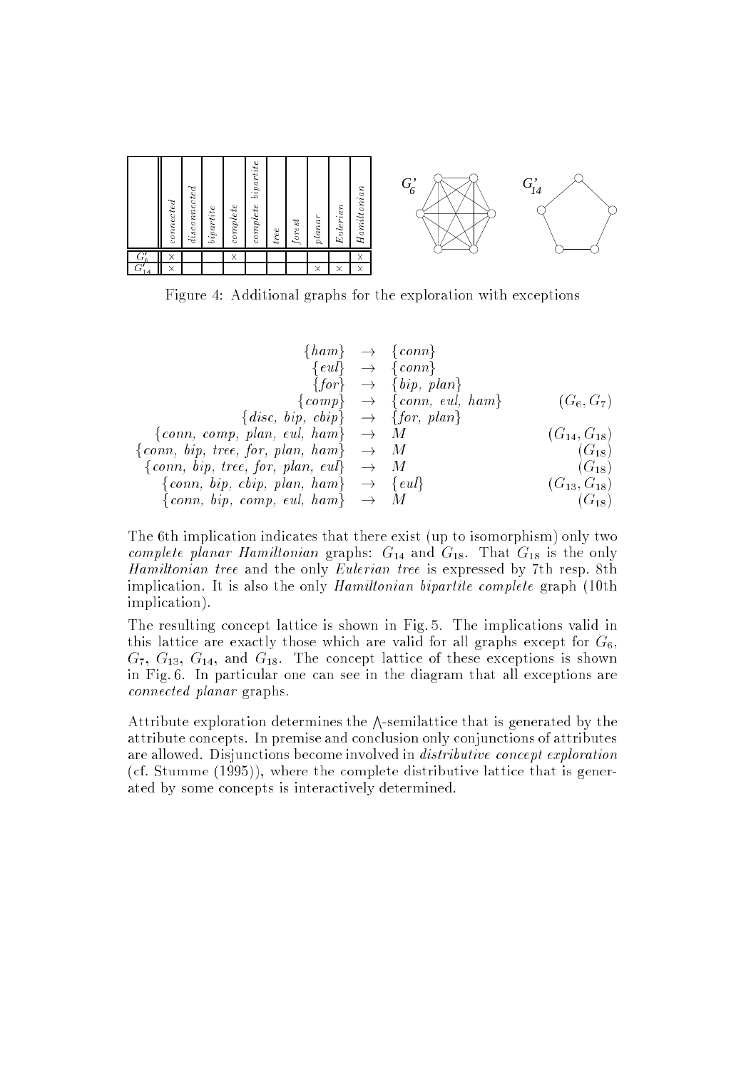|  | connected | disconnected | bipartite | complete | complete bipartite | tree | forest | planar | Eulerian | Hamiltonian |
|---|---|---|---|---|---|---|---|---|---|---|
| $G'_6$ | × |  |  | × |  |  |  |  |  | × |
| $G'_{14}$ | × |  |  |  |  |  |  | × | × | × |

Figure 4: Additional graphs for the exploration with exceptions

$$
\begin{array}{rcll}
\{ham\} & \rightarrow & \{conn\} & \\
\{eul\} & \rightarrow & \{conn\} & \\
\{for\} & \rightarrow & \{bip,\ plan\} & \\
\{comp\} & \rightarrow & \{conn,\ eul,\ ham\} & (G_6, G_7) \\
\{disc,\ bip,\ cbip\} & \rightarrow & \{for,\ plan\} & \\
\{conn,\ comp,\ plan,\ eul,\ ham\} & \rightarrow & M & (G_{14}, G_{18}) \\
\{conn,\ bip,\ tree,\ for,\ plan,\ ham\} & \rightarrow & M & (G_{18}) \\
\{conn,\ bip,\ tree,\ for,\ plan,\ eul\} & \rightarrow & M & (G_{18}) \\
\{conn,\ bip,\ cbip,\ plan,\ ham\} & \rightarrow & \{eul\} & (G_{13}, G_{18}) \\
\{conn,\ bip,\ comp,\ eul,\ ham\} & \rightarrow & M & (G_{18})
\end{array}
$$

The 6th implication indicates that there exist (up to isomorphism) only two *complete planar Hamiltonian* graphs: $G_{14}$ and $G_{18}$. That $G_{18}$ is the only *Hamiltonian tree* and the only *Eulerian tree* is expressed by 7th resp. 8th implication. It is also the only *Hamiltonian bipartite complete* graph (10th implication).

The resulting concept lattice is shown in Fig. 5. The implications valid in this lattice are exactly those which are valid for all graphs except for $G_6$, $G_7$, $G_{13}$, $G_{14}$, and $G_{18}$. The concept lattice of these exceptions is shown in Fig. 6. In particular one can see in the diagram that all exceptions are *connected planar* graphs.

Attribute exploration determines the $\bigwedge$-semilattice that is generated by the attribute concepts. In premise and conclusion only conjunctions of attributes are allowed. Disjunctions become involved in *distributive concept exploration* (cf. Stumme (1995)), where the complete distributive lattice that is generated by some concepts is interactively determined.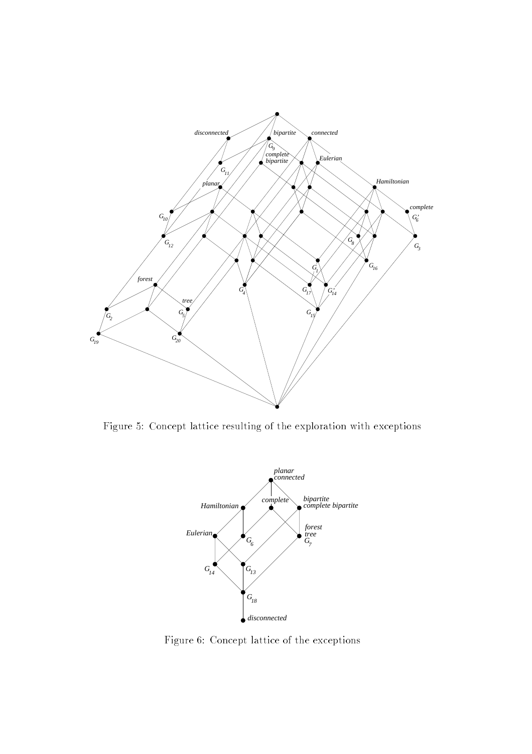Figure 5: Concept lattice resulting of the exploration with exceptions

Figure 6: Concept lattice of the exceptions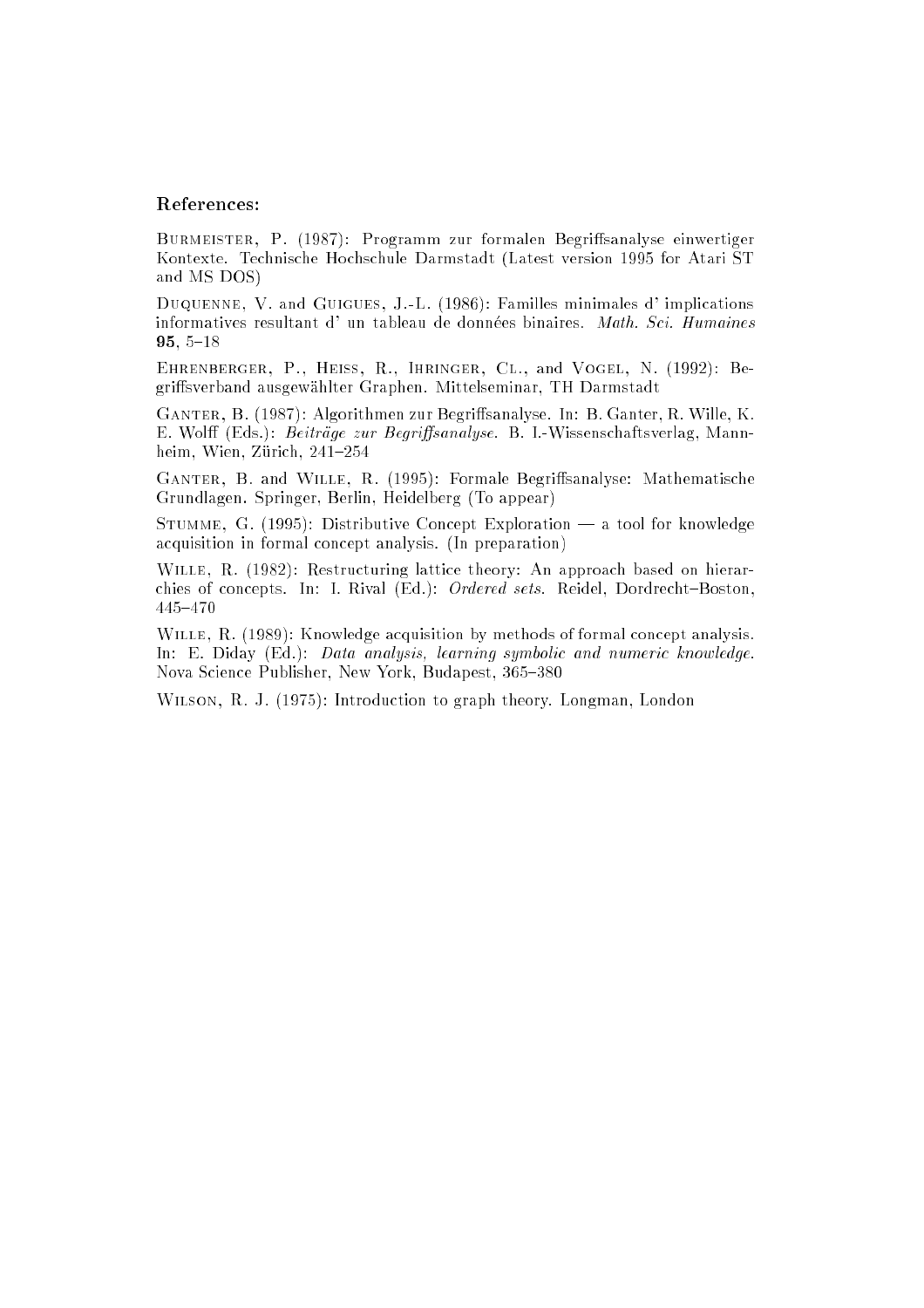### References:

Burmeister, P. (1987): Programm zur formalen Begriffsanalyse einwertiger Kontexte. Technische Hochschule Darmstadt (Latest version 1995 for Atari ST and MS DOS)

Duquenne, V. and Guigues, J.-L. (1986): Familles minimales d' implications informatives resultant d' un tableau de données binaires. *Math. Sci. Humaines* **95**, 5–18

Ehrenberger, P., Heiss, R., Ihringer, Cl., and Vogel, N. (1992): Begriffsverband ausgewählter Graphen. Mittelseminar, TH Darmstadt

Ganter, B. (1987): Algorithmen zur Begriffsanalyse. In: B. Ganter, R. Wille, K. E. Wolff (Eds.): *Beiträge zur Begriffsanalyse*. B. I.-Wissenschaftsverlag, Mannheim, Wien, Zürich, 241–254

Ganter, B. and Wille, R. (1995): Formale Begriffsanalyse: Mathematische Grundlagen. Springer, Berlin, Heidelberg (To appear)

Stumme, G. (1995): Distributive Concept Exploration — a tool for knowledge acquisition in formal concept analysis. (In preparation)

Wille, R. (1982): Restructuring lattice theory: An approach based on hierarchies of concepts. In: I. Rival (Ed.): *Ordered sets*. Reidel, Dordrecht–Boston, 445–470

Wille, R. (1989): Knowledge acquisition by methods of formal concept analysis. In: E. Diday (Ed.): *Data analysis, learning symbolic and numeric knowledge*. Nova Science Publisher, New York, Budapest, 365–380

Wilson, R. J. (1975): Introduction to graph theory. Longman, London